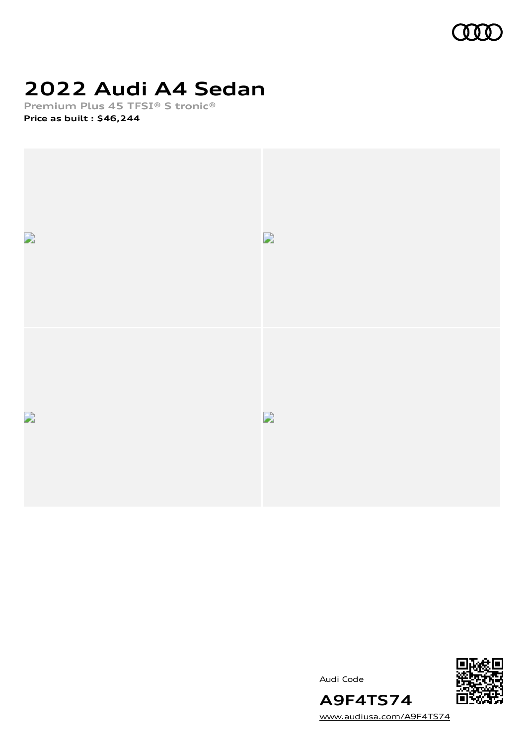# 2022 Audi A4 Sedan

**Premium Plus 45 TFSI® S tronic®**

**Price as built : $46,244**

Audi Code

**A9F4TS74**

www.audiusa.com/A9F4TS74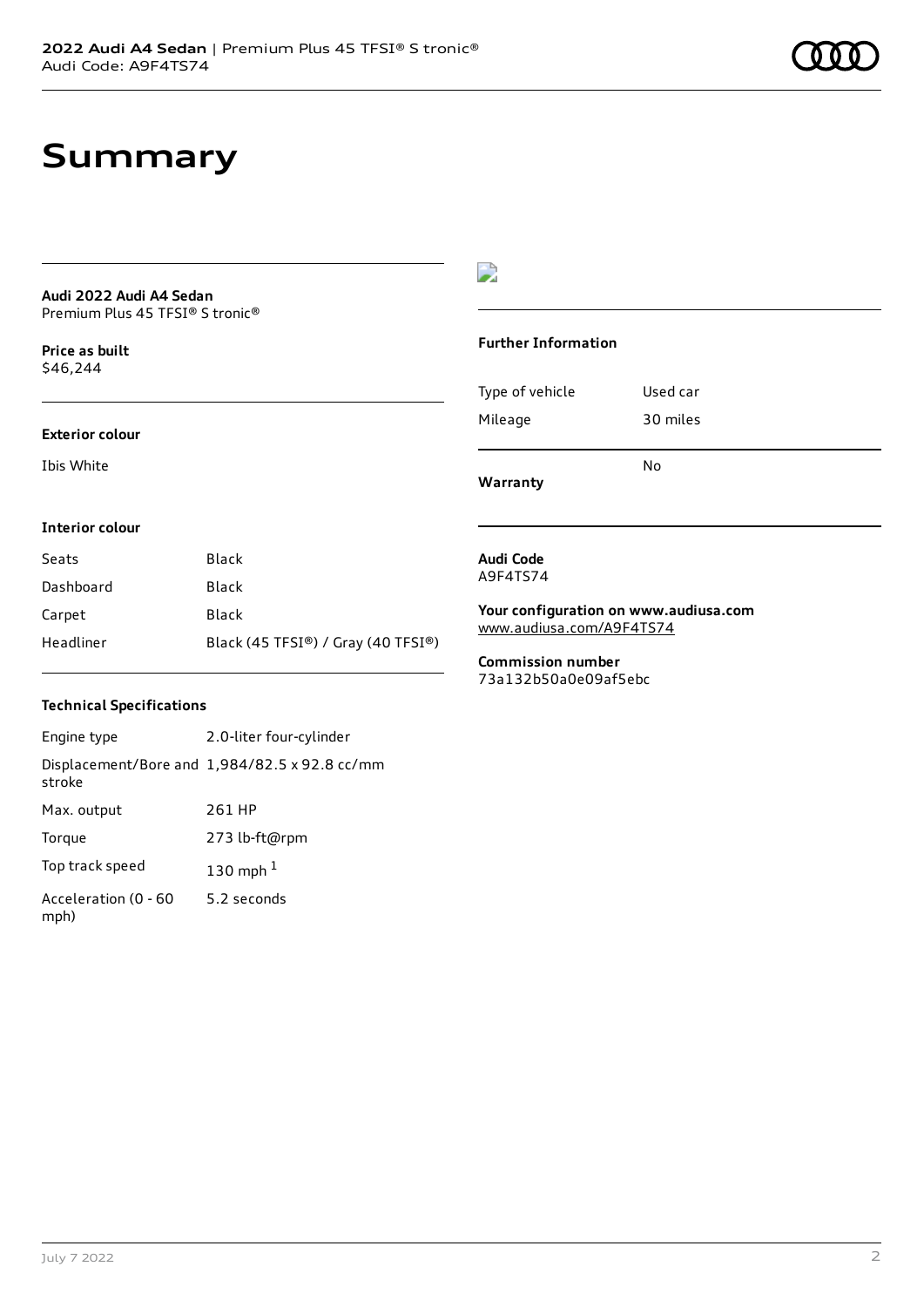# Summary

**Audi 2022 Audi A4 Sedan**
Premium Plus 45 TFSI® S tronic®

**Price as built**
$46,244

### Exterior colour

Ibis White

### Interior colour

| Seats | Black |
| --- | --- |
| Dashboard | Black |
| Carpet | Black |
| Headliner | Black (45 TFSI®) / Gray (40 TFSI®) |

### Technical Specifications

| Engine type | 2.0-liter four-cylinder |
| --- | --- |
| Displacement/Bore and stroke | 1,984/82.5 x 92.8 cc/mm |
| Max. output | 261 HP |
| Torque | 273 lb-ft@rpm |
| Top track speed | 130 mph [1] |
| Acceleration (0 - 60 mph) | 5.2 seconds |

### Further Information

| Type of vehicle | Used car |
| --- | --- |
| Mileage | 30 miles |
| **Warranty** | No |

**Audi Code**
A9F4TS74

**Your configuration on www.audiusa.com**
www.audiusa.com/A9F4TS74

**Commission number**
73a132b50a0e09af5ebc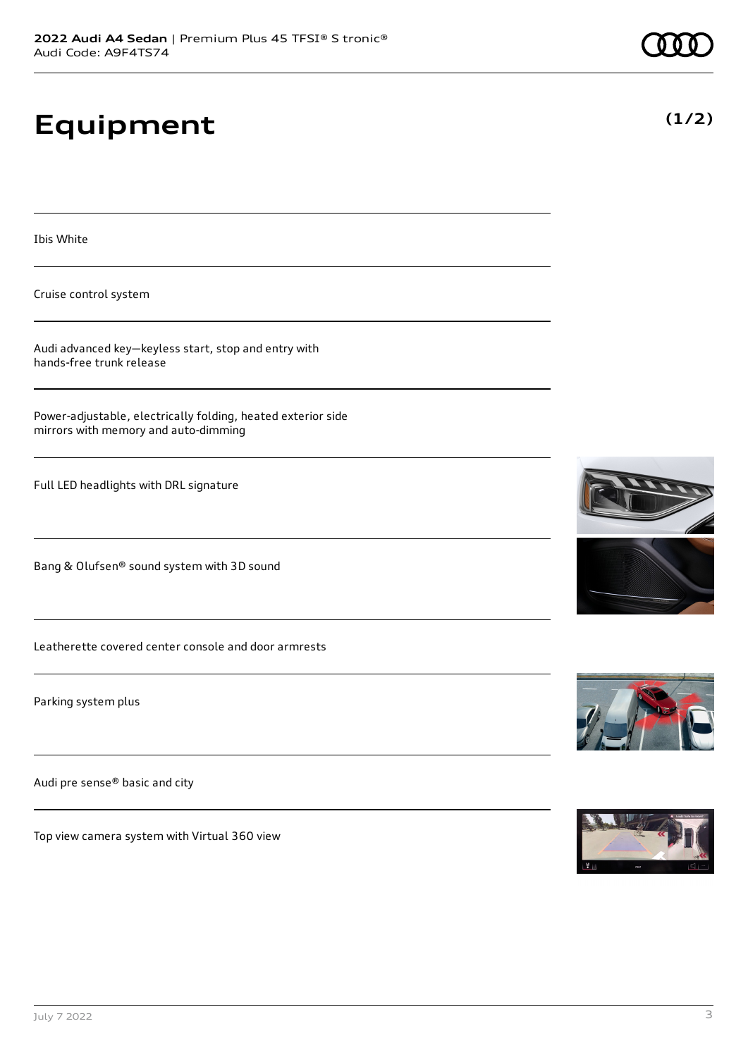# Equipment

(1/2)

Ibis White

Cruise control system

Audi advanced key—keyless start, stop and entry with hands-free trunk release

Power-adjustable, electrically folding, heated exterior side mirrors with memory and auto-dimming

Full LED headlights with DRL signature

Bang & Olufsen® sound system with 3D sound

Leatherette covered center console and door armrests

Parking system plus

Audi pre sense® basic and city

Top view camera system with Virtual 360 view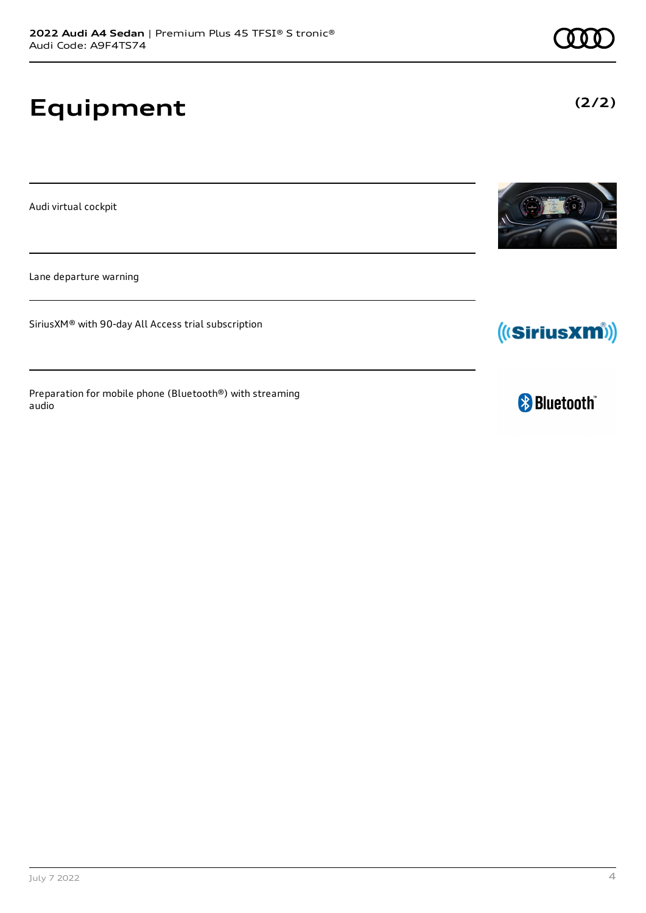# Equipment

**(2/2)**

Audi virtual cockpit

Lane departure warning

SiriusXM® with 90-day All Access trial subscription

Preparation for mobile phone (Bluetooth®) with streaming audio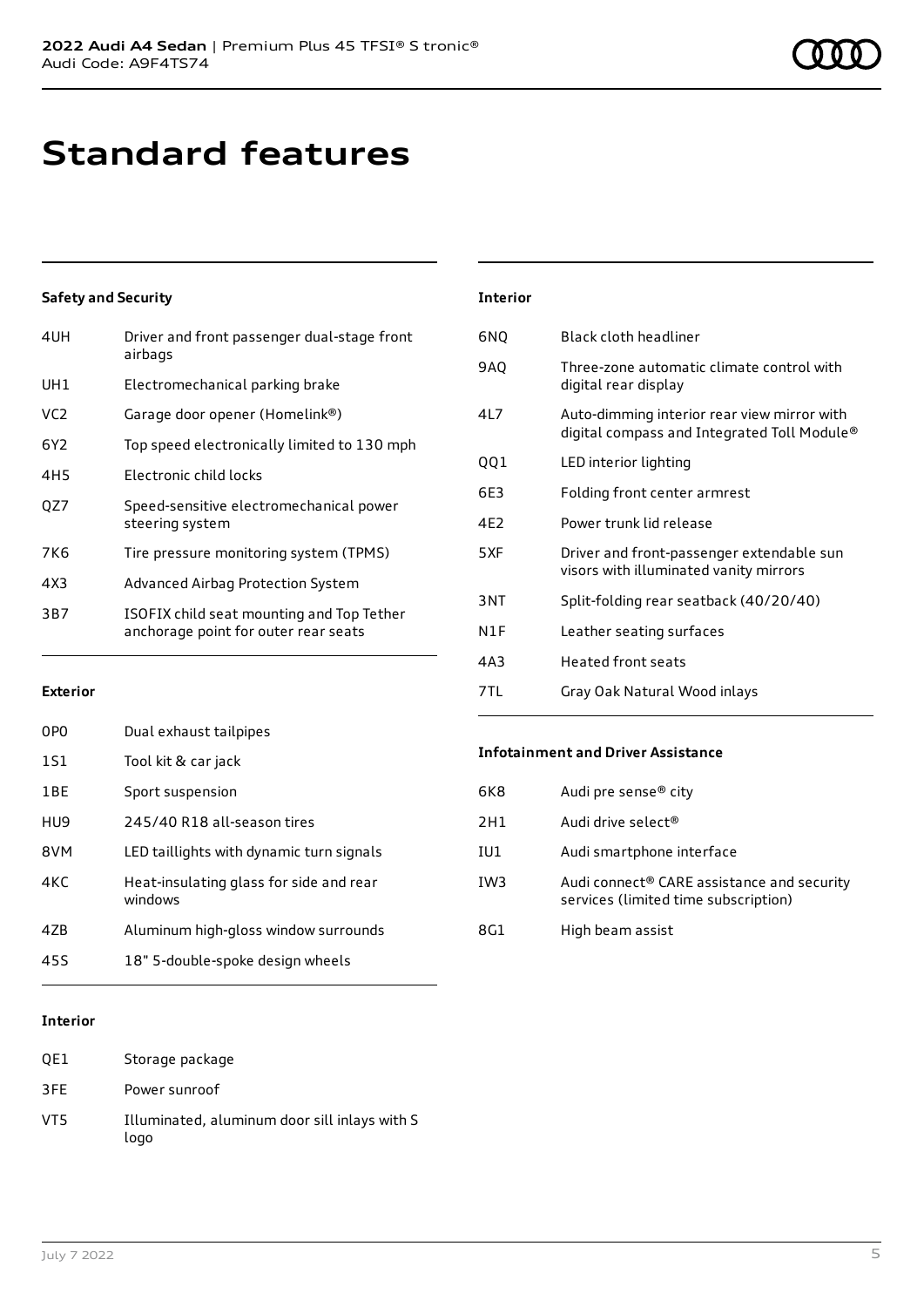# Standard features

### Safety and Security

| | |
|---|---|
| 4UH | Driver and front passenger dual-stage front airbags |
| UH1 | Electromechanical parking brake |
| VC2 | Garage door opener (Homelink®) |
| 6Y2 | Top speed electronically limited to 130 mph |
| 4H5 | Electronic child locks |
| QZ7 | Speed-sensitive electromechanical power steering system |
| 7K6 | Tire pressure monitoring system (TPMS) |
| 4X3 | Advanced Airbag Protection System |
| 3B7 | ISOFIX child seat mounting and Top Tether anchorage point for outer rear seats |

### Exterior

| | |
|---|---|
| 0P0 | Dual exhaust tailpipes |
| 1S1 | Tool kit & car jack |
| 1BE | Sport suspension |
| HU9 | 245/40 R18 all-season tires |
| 8VM | LED taillights with dynamic turn signals |
| 4KC | Heat-insulating glass for side and rear windows |
| 4ZB | Aluminum high-gloss window surrounds |
| 45S | 18" 5-double-spoke design wheels |

### Interior

| | |
|---|---|
| QE1 | Storage package |
| 3FE | Power sunroof |
| VT5 | Illuminated, aluminum door sill inlays with S logo |

### Interior

| | |
|---|---|
| 6NQ | Black cloth headliner |
| 9AQ | Three-zone automatic climate control with digital rear display |
| 4L7 | Auto-dimming interior rear view mirror with digital compass and Integrated Toll Module® |
| QQ1 | LED interior lighting |
| 6E3 | Folding front center armrest |
| 4E2 | Power trunk lid release |
| 5XF | Driver and front-passenger extendable sun visors with illuminated vanity mirrors |
| 3NT | Split-folding rear seatback (40/20/40) |
| N1F | Leather seating surfaces |
| 4A3 | Heated front seats |
| 7TL | Gray Oak Natural Wood inlays |

### Infotainment and Driver Assistance

| | |
|---|---|
| 6K8 | Audi pre sense® city |
| 2H1 | Audi drive select® |
| IU1 | Audi smartphone interface |
| IW3 | Audi connect® CARE assistance and security services (limited time subscription) |
| 8G1 | High beam assist |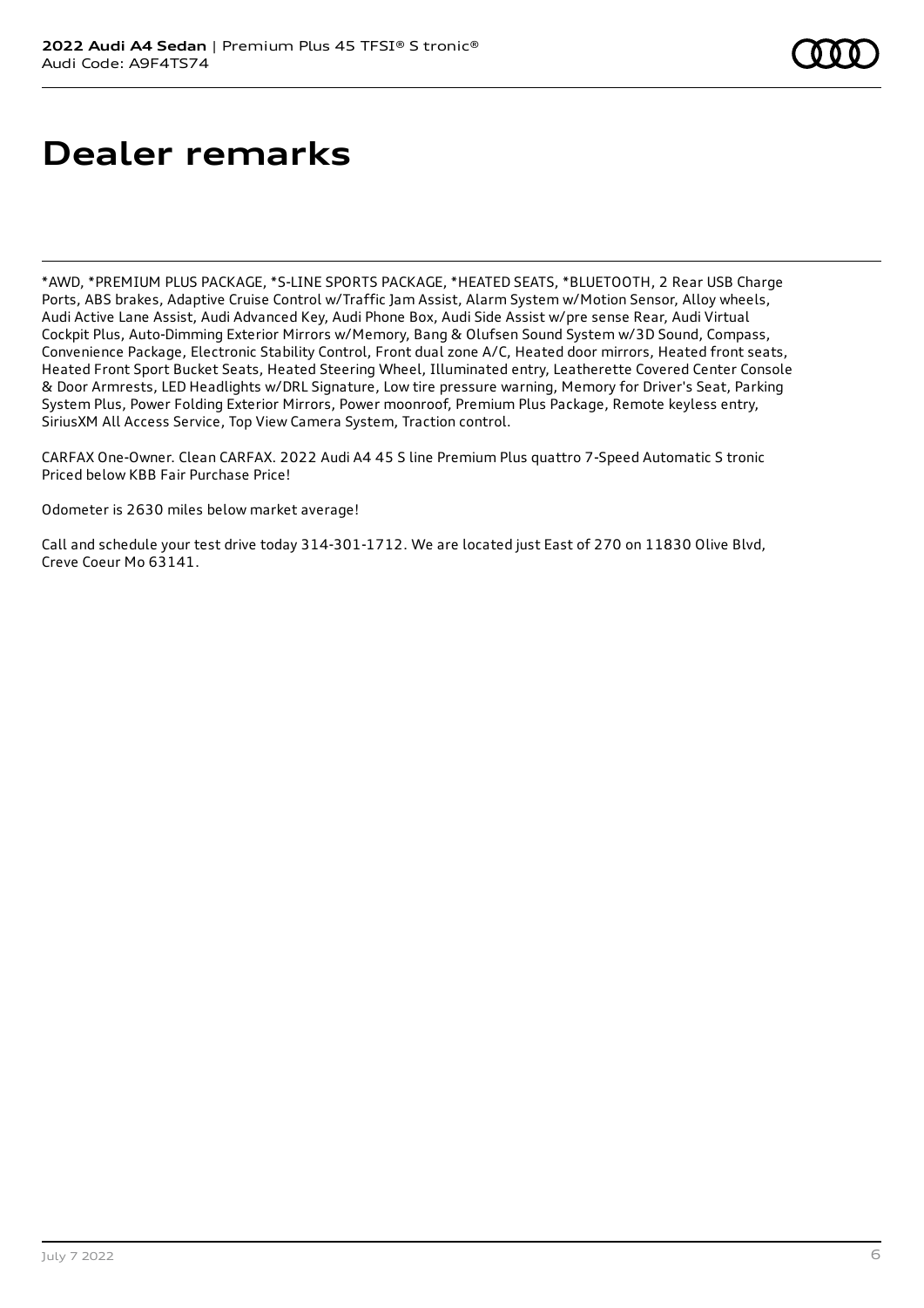# Dealer remarks

*AWD, *PREMIUM PLUS PACKAGE, *S-LINE SPORTS PACKAGE, *HEATED SEATS, *BLUETOOTH, 2 Rear USB Charge Ports, ABS brakes, Adaptive Cruise Control w/Traffic Jam Assist, Alarm System w/Motion Sensor, Alloy wheels, Audi Active Lane Assist, Audi Advanced Key, Audi Phone Box, Audi Side Assist w/pre sense Rear, Audi Virtual Cockpit Plus, Auto-Dimming Exterior Mirrors w/Memory, Bang & Olufsen Sound System w/3D Sound, Compass, Convenience Package, Electronic Stability Control, Front dual zone A/C, Heated door mirrors, Heated front seats, Heated Front Sport Bucket Seats, Heated Steering Wheel, Illuminated entry, Leatherette Covered Center Console & Door Armrests, LED Headlights w/DRL Signature, Low tire pressure warning, Memory for Driver's Seat, Parking System Plus, Power Folding Exterior Mirrors, Power moonroof, Premium Plus Package, Remote keyless entry, SiriusXM All Access Service, Top View Camera System, Traction control.

CARFAX One-Owner. Clean CARFAX. 2022 Audi A4 45 S line Premium Plus quattro 7-Speed Automatic S tronic Priced below KBB Fair Purchase Price!

Odometer is 2630 miles below market average!

Call and schedule your test drive today 314-301-1712. We are located just East of 270 on 11830 Olive Blvd, Creve Coeur Mo 63141.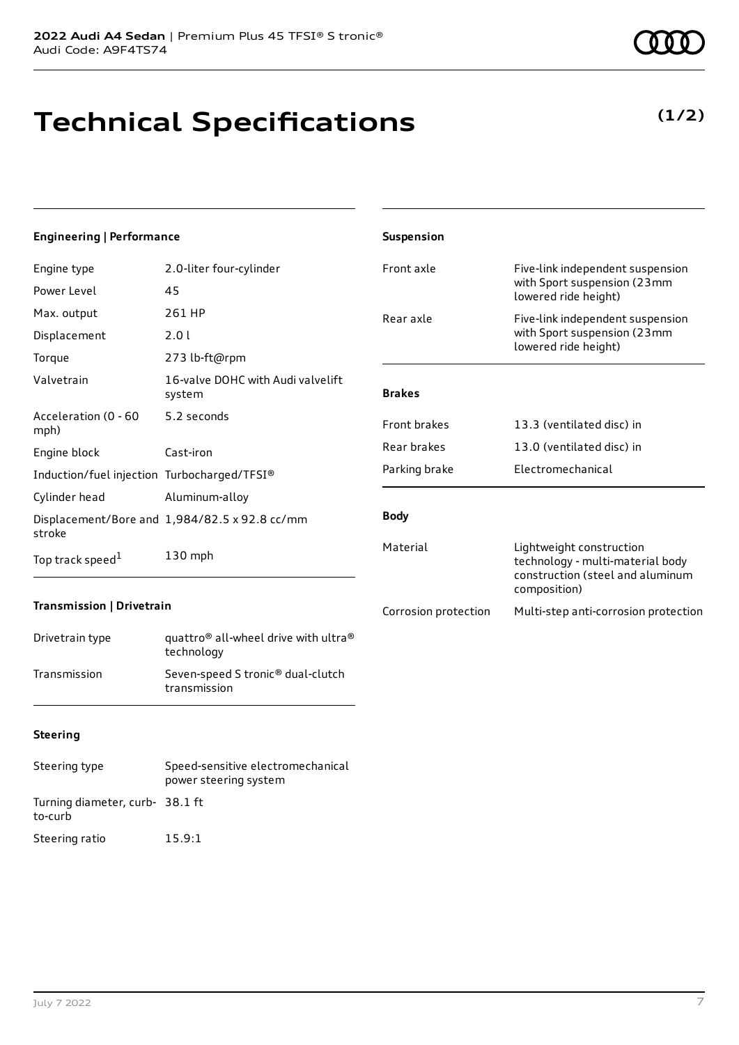# Technical Specifications

**(1/2)**

### Engineering | Performance

| | |
|---|---|
| Engine type | 2.0-liter four-cylinder |
| Power Level | 45 |
| Max. output | 261 HP |
| Displacement | 2.0 l |
| Torque | 273 lb-ft@rpm |
| Valvetrain | 16-valve DOHC with Audi valvelift system |
| Acceleration (0 - 60 mph) | 5.2 seconds |
| Engine block | Cast-iron |
| Induction/fuel injection | Turbocharged/TFSI® |
| Cylinder head | Aluminum-alloy |
| Displacement/Bore and stroke | 1,984/82.5 x 92.8 cc/mm |
| Top track speed[1] | 130 mph |

### Transmission | Drivetrain

| | |
|---|---|
| Drivetrain type | quattro® all-wheel drive with ultra® technology |
| Transmission | Seven-speed S tronic® dual-clutch transmission |

### Steering

| | |
|---|---|
| Steering type | Speed-sensitive electromechanical power steering system |
| Turning diameter, curb-to-curb | 38.1 ft |
| Steering ratio | 15.9:1 |

### Suspension

| | |
|---|---|
| Front axle | Five-link independent suspension with Sport suspension (23mm lowered ride height) |
| Rear axle | Five-link independent suspension with Sport suspension (23mm lowered ride height) |

### Brakes

| | |
|---|---|
| Front brakes | 13.3 (ventilated disc) in |
| Rear brakes | 13.0 (ventilated disc) in |
| Parking brake | Electromechanical |

### Body

| | |
|---|---|
| Material | Lightweight construction technology - multi-material body construction (steel and aluminum composition) |
| Corrosion protection | Multi-step anti-corrosion protection |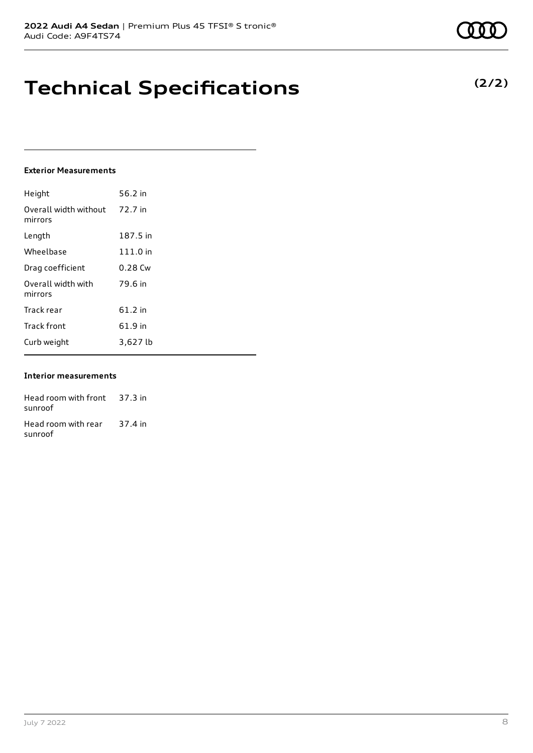# Technical Specifications

**(2/2)**

### Exterior Measurements

| | |
|---|---|
| Height | 56.2 in |
| Overall width without mirrors | 72.7 in |
| Length | 187.5 in |
| Wheelbase | 111.0 in |
| Drag coefficient | 0.28 Cw |
| Overall width with mirrors | 79.6 in |
| Track rear | 61.2 in |
| Track front | 61.9 in |
| Curb weight | 3,627 lb |

### Interior measurements

| | |
|---|---|
| Head room with front sunroof | 37.3 in |
| Head room with rear sunroof | 37.4 in |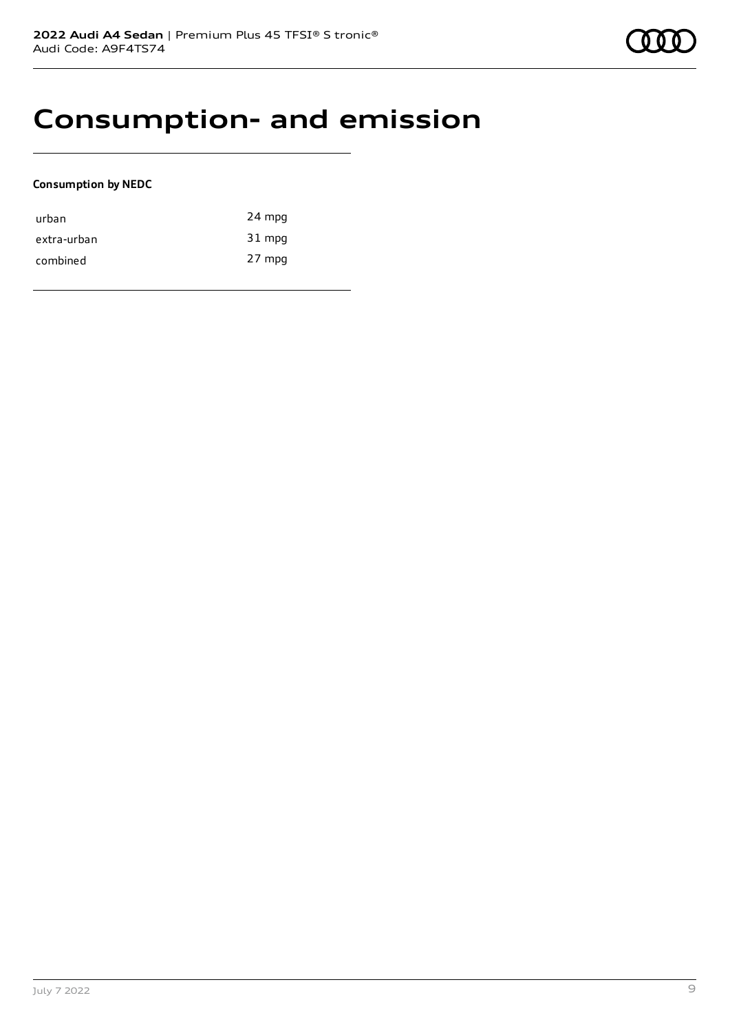# Consumption- and emission

**Consumption by NEDC**

| | |
|---|---|
| urban | 24 mpg |
| extra-urban | 31 mpg |
| combined | 27 mpg |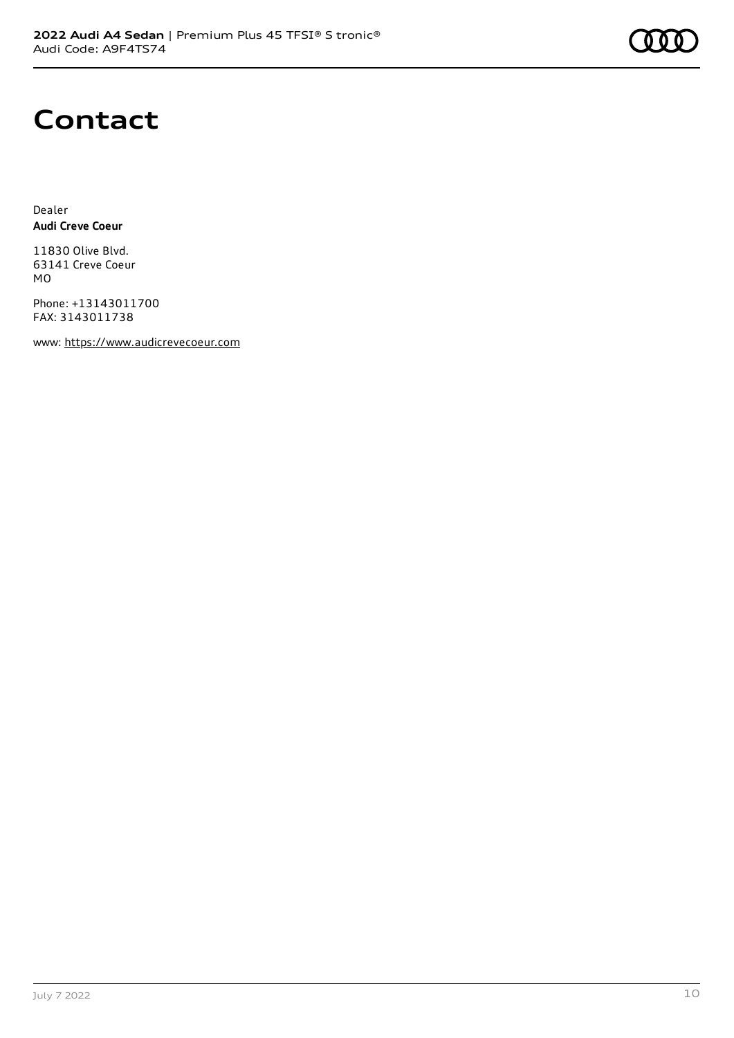# Contact

Dealer
**Audi Creve Coeur**

11830 Olive Blvd.
63141 Creve Coeur
MO

Phone: +13143011700
FAX: 3143011738

www: https://www.audicrevecoeur.com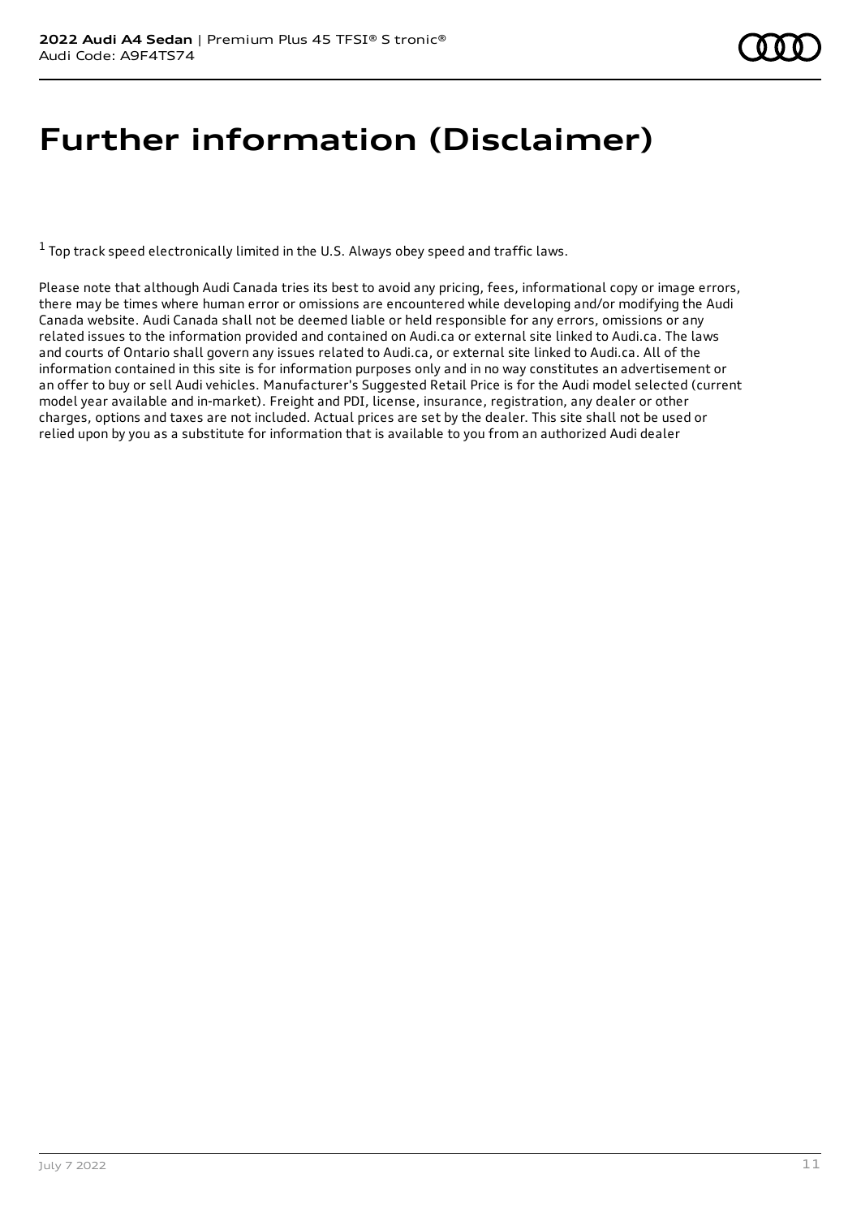# Further information (Disclaimer)

[1] Top track speed electronically limited in the U.S. Always obey speed and traffic laws.

Please note that although Audi Canada tries its best to avoid any pricing, fees, informational copy or image errors, there may be times where human error or omissions are encountered while developing and/or modifying the Audi Canada website. Audi Canada shall not be deemed liable or held responsible for any errors, omissions or any related issues to the information provided and contained on Audi.ca or external site linked to Audi.ca. The laws and courts of Ontario shall govern any issues related to Audi.ca, or external site linked to Audi.ca. All of the information contained in this site is for information purposes only and in no way constitutes an advertisement or an offer to buy or sell Audi vehicles. Manufacturer's Suggested Retail Price is for the Audi model selected (current model year available and in-market). Freight and PDI, license, insurance, registration, any dealer or other charges, options and taxes are not included. Actual prices are set by the dealer. This site shall not be used or relied upon by you as a substitute for information that is available to you from an authorized Audi dealer